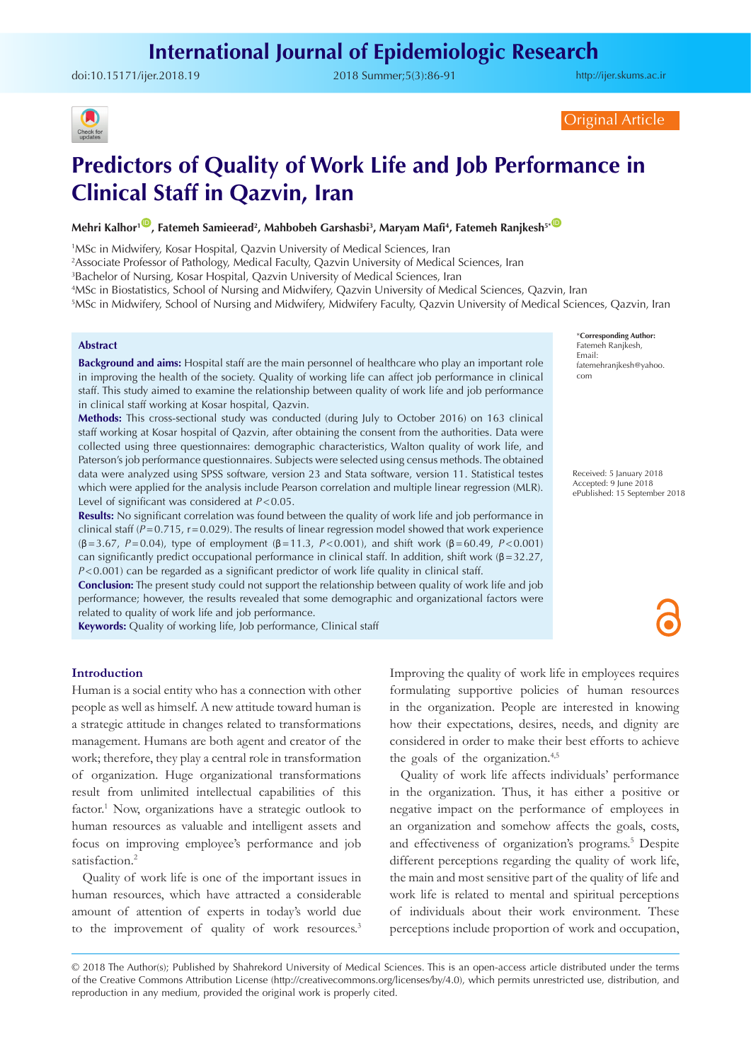Original Article

# Predictors of Quality of Work Life and Job Performance in Clinical Staff in Qazvin, Iran

**Mehri Kalhor[1], Fatemeh Samieerad[2], Mahbobeh Garshasbi[3], Maryam Mafi[4], Fatemeh Ranjkesh[5*]**

[1]MSc in Midwifery, Kosar Hospital, Qazvin University of Medical Sciences, Iran
[2]Associate Professor of Pathology, Medical Faculty, Qazvin University of Medical Sciences, Iran
[3]Bachelor of Nursing, Kosar Hospital, Qazvin University of Medical Sciences, Iran
[4]MSc in Biostatistics, School of Nursing and Midwifery, Qazvin University of Medical Sciences, Qazvin, Iran
[5]MSc in Midwifery, School of Nursing and Midwifery, Midwifery Faculty, Qazvin University of Medical Sciences, Qazvin, Iran

*Corresponding Author: Fatemeh Ranjkesh, Email: fatemehranjkesh@yahoo.com

Received: 5 January 2018
Accepted: 9 June 2018
ePublished: 15 September 2018

## Abstract

**Background and aims:** Hospital staff are the main personnel of healthcare who play an important role in improving the health of the society. Quality of working life can affect job performance in clinical staff. This study aimed to examine the relationship between quality of work life and job performance in clinical staff working at Kosar hospital, Qazvin.

**Methods:** This cross-sectional study was conducted (during July to October 2016) on 163 clinical staff working at Kosar hospital of Qazvin, after obtaining the consent from the authorities. Data were collected using three questionnaires: demographic characteristics, Walton quality of work life, and Paterson's job performance questionnaires. Subjects were selected using census methods. The obtained data were analyzed using SPSS software, version 23 and Stata software, version 11. Statistical testes which were applied for the analysis include Pearson correlation and multiple linear regression (MLR). Level of significant was considered at $P<0.05$.

**Results:** No significant correlation was found between the quality of work life and job performance in clinical staff ($P=0.715$, $r=0.029$). The results of linear regression model showed that work experience ($\beta=3.67$, $P=0.04$), type of employment ($\beta=11.3$, $P<0.001$), and shift work ($\beta=60.49$, $P<0.001$) can significantly predict occupational performance in clinical staff. In addition, shift work ($\beta=32.27$, $P<0.001$) can be regarded as a significant predictor of work life quality in clinical staff.

**Conclusion:** The present study could not support the relationship between quality of work life and job performance; however, the results revealed that some demographic and organizational factors were related to quality of work life and job performance.

**Keywords:** Quality of working life, Job performance, Clinical staff

## Introduction

Human is a social entity who has a connection with other people as well as himself. A new attitude toward human is a strategic attitude in changes related to transformations management. Humans are both agent and creator of the work; therefore, they play a central role in transformation of organization. Huge organizational transformations result from unlimited intellectual capabilities of this factor.[1] Now, organizations have a strategic outlook to human resources as valuable and intelligent assets and focus on improving employee's performance and job satisfaction.[2]

Quality of work life is one of the important issues in human resources, which have attracted a considerable amount of attention of experts in today's world due to the improvement of quality of work resources.[3] Improving the quality of work life in employees requires formulating supportive policies of human resources in the organization. People are interested in knowing how their expectations, desires, needs, and dignity are considered in order to make their best efforts to achieve the goals of the organization.[4,5]

Quality of work life affects individuals' performance in the organization. Thus, it has either a positive or negative impact on the performance of employees in an organization and somehow affects the goals, costs, and effectiveness of organization's programs.[5] Despite different perceptions regarding the quality of work life, the main and most sensitive part of the quality of life and work life is related to mental and spiritual perceptions of individuals about their work environment. These perceptions include proportion of work and occupation,

© 2018 The Author(s); Published by Shahrekord University of Medical Sciences. This is an open-access article distributed under the terms of the Creative Commons Attribution License (http://creativecommons.org/licenses/by/4.0), which permits unrestricted use, distribution, and reproduction in any medium, provided the original work is properly cited.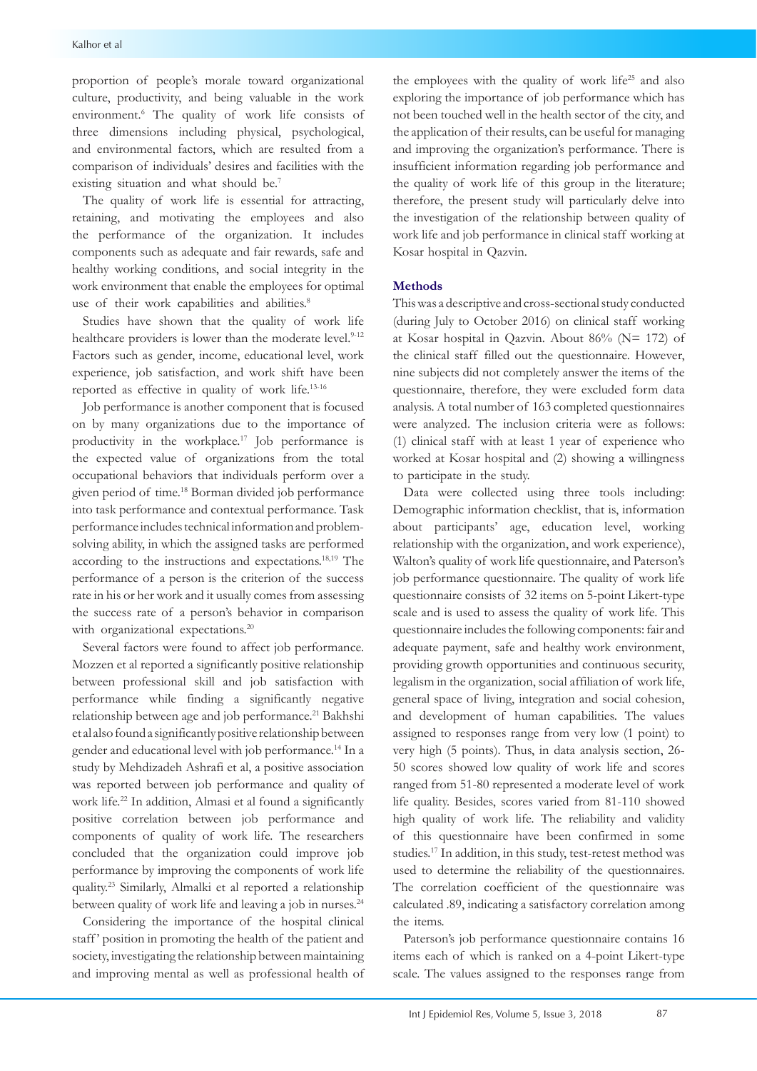proportion of people's morale toward organizational culture, productivity, and being valuable in the work environment.[6] The quality of work life consists of three dimensions including physical, psychological, and environmental factors, which are resulted from a comparison of individuals' desires and facilities with the existing situation and what should be.[7]

The quality of work life is essential for attracting, retaining, and motivating the employees and also the performance of the organization. It includes components such as adequate and fair rewards, safe and healthy working conditions, and social integrity in the work environment that enable the employees for optimal use of their work capabilities and abilities.[8]

Studies have shown that the quality of work life healthcare providers is lower than the moderate level.[9-12] Factors such as gender, income, educational level, work experience, job satisfaction, and work shift have been reported as effective in quality of work life.[13-16]

Job performance is another component that is focused on by many organizations due to the importance of productivity in the workplace.[17] Job performance is the expected value of organizations from the total occupational behaviors that individuals perform over a given period of time.[18] Borman divided job performance into task performance and contextual performance. Task performance includes technical information and problem-solving ability, in which the assigned tasks are performed according to the instructions and expectations.[18,19] The performance of a person is the criterion of the success rate in his or her work and it usually comes from assessing the success rate of a person's behavior in comparison with organizational expectations.[20]

Several factors were found to affect job performance. Mozzen et al reported a significantly positive relationship between professional skill and job satisfaction with performance while finding a significantly negative relationship between age and job performance.[21] Bakhshi et al also found a significantly positive relationship between gender and educational level with job performance.[14] In a study by Mehdizadeh Ashrafi et al, a positive association was reported between job performance and quality of work life.[22] In addition, Almasi et al found a significantly positive correlation between job performance and components of quality of work life. The researchers concluded that the organization could improve job performance by improving the components of work life quality.[23] Similarly, Almalki et al reported a relationship between quality of work life and leaving a job in nurses.[24]

Considering the importance of the hospital clinical staff' position in promoting the health of the patient and society, investigating the relationship between maintaining and improving mental as well as professional health of the employees with the quality of work life[25] and also exploring the importance of job performance which has not been touched well in the health sector of the city, and the application of their results, can be useful for managing and improving the organization's performance. There is insufficient information regarding job performance and the quality of work life of this group in the literature; therefore, the present study will particularly delve into the investigation of the relationship between quality of work life and job performance in clinical staff working at Kosar hospital in Qazvin.

## Methods

This was a descriptive and cross-sectional study conducted (during July to October 2016) on clinical staff working at Kosar hospital in Qazvin. About 86% (N= 172) of the clinical staff filled out the questionnaire. However, nine subjects did not completely answer the items of the questionnaire, therefore, they were excluded form data analysis. A total number of 163 completed questionnaires were analyzed. The inclusion criteria were as follows: (1) clinical staff with at least 1 year of experience who worked at Kosar hospital and (2) showing a willingness to participate in the study.

Data were collected using three tools including: Demographic information checklist, that is, information about participants' age, education level, working relationship with the organization, and work experience), Walton's quality of work life questionnaire, and Paterson's job performance questionnaire. The quality of work life questionnaire consists of 32 items on 5-point Likert-type scale and is used to assess the quality of work life. This questionnaire includes the following components: fair and adequate payment, safe and healthy work environment, providing growth opportunities and continuous security, legalism in the organization, social affiliation of work life, general space of living, integration and social cohesion, and development of human capabilities. The values assigned to responses range from very low (1 point) to very high (5 points). Thus, in data analysis section, 26-50 scores showed low quality of work life and scores ranged from 51-80 represented a moderate level of work life quality. Besides, scores varied from 81-110 showed high quality of work life. The reliability and validity of this questionnaire have been confirmed in some studies.[17] In addition, in this study, test-retest method was used to determine the reliability of the questionnaires. The correlation coefficient of the questionnaire was calculated .89, indicating a satisfactory correlation among the items.

Paterson's job performance questionnaire contains 16 items each of which is ranked on a 4-point Likert-type scale. The values assigned to the responses range from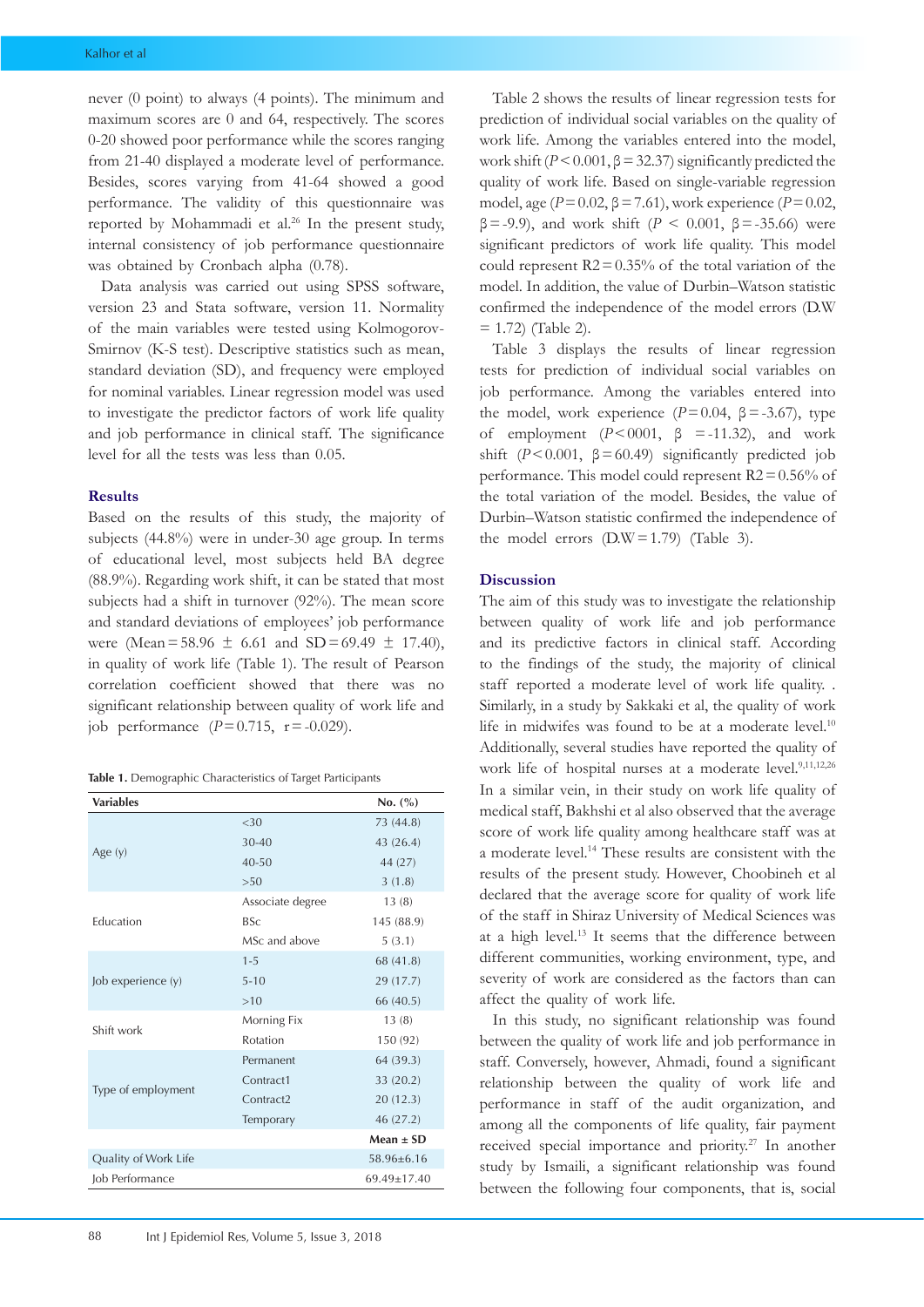never (0 point) to always (4 points). The minimum and maximum scores are 0 and 64, respectively. The scores 0-20 showed poor performance while the scores ranging from 21-40 displayed a moderate level of performance. Besides, scores varying from 41-64 showed a good performance. The validity of this questionnaire was reported by Mohammadi et al.[26] In the present study, internal consistency of job performance questionnaire was obtained by Cronbach alpha (0.78).

Data analysis was carried out using SPSS software, version 23 and Stata software, version 11. Normality of the main variables were tested using Kolmogorov-Smirnov (K-S test). Descriptive statistics such as mean, standard deviation (SD), and frequency were employed for nominal variables. Linear regression model was used to investigate the predictor factors of work life quality and job performance in clinical staff. The significance level for all the tests was less than 0.05.

## Results

Based on the results of this study, the majority of subjects (44.8%) were in under-30 age group. In terms of educational level, most subjects held BA degree (88.9%). Regarding work shift, it can be stated that most subjects had a shift in turnover (92%). The mean score and standard deviations of employees' job performance were (Mean = 58.96 ± 6.61 and SD = 69.49 ± 17.40), in quality of work life (Table 1). The result of Pearson correlation coefficient showed that there was no significant relationship between quality of work life and job performance ($P = 0.715$, $r = -0.029$).

**Table 1.** Demographic Characteristics of Target Participants

| Variables | | No. (%) |
|---|---|---|
| Age (y) | <30 | 73 (44.8) |
| | 30-40 | 43 (26.4) |
| | 40-50 | 44 (27) |
| | >50 | 3 (1.8) |
| Education | Associate degree | 13 (8) |
| | BSc | 145 (88.9) |
| | MSc and above | 5 (3.1) |
| Job experience (y) | 1-5 | 68 (41.8) |
| | 5-10 | 29 (17.7) |
| | >10 | 66 (40.5) |
| Shift work | Morning Fix | 13 (8) |
| | Rotation | 150 (92) |
| Type of employment | Permanent | 64 (39.3) |
| | Contract1 | 33 (20.2) |
| | Contract2 | 20 (12.3) |
| | Temporary | 46 (27.2) |
| | | **Mean ± SD** |
| Quality of Work Life | | 58.96±6.16 |
| Job Performance | | 69.49±17.40 |

Table 2 shows the results of linear regression tests for prediction of individual social variables on the quality of work life. Among the variables entered into the model, work shift ($P < 0.001$, $\beta = 32.37$) significantly predicted the quality of work life. Based on single-variable regression model, age ($P = 0.02$, $\beta = 7.61$), work experience ($P = 0.02$, $\beta = -9.9$), and work shift ($P < 0.001$, $\beta = -35.66$) were significant predictors of work life quality. This model could represent $R2 = 0.35\%$ of the total variation of the model. In addition, the value of Durbin–Watson statistic confirmed the independence of the model errors (D.W = 1.72) (Table 2).

Table 3 displays the results of linear regression tests for prediction of individual social variables on job performance. Among the variables entered into the model, work experience ($P = 0.04$, $\beta = -3.67$), type of employment ($P < 0001$, $\beta = -11.32$), and work shift ($P < 0.001$, $\beta = 60.49$) significantly predicted job performance. This model could represent $R2 = 0.56\%$ of the total variation of the model. Besides, the value of Durbin–Watson statistic confirmed the independence of the model errors (D.W = 1.79) (Table 3).

## Discussion

The aim of this study was to investigate the relationship between quality of work life and job performance and its predictive factors in clinical staff. According to the findings of the study, the majority of clinical staff reported a moderate level of work life quality. . Similarly, in a study by Sakkaki et al, the quality of work life in midwifes was found to be at a moderate level.[10] Additionally, several studies have reported the quality of work life of hospital nurses at a moderate level.[9,11,12,26] In a similar vein, in their study on work life quality of medical staff, Bakhshi et al also observed that the average score of work life quality among healthcare staff was at a moderate level.[14] These results are consistent with the results of the present study. However, Choobineh et al declared that the average score for quality of work life of the staff in Shiraz University of Medical Sciences was at a high level.[13] It seems that the difference between different communities, working environment, type, and severity of work are considered as the factors than can affect the quality of work life.

In this study, no significant relationship was found between the quality of work life and job performance in staff. Conversely, however, Ahmadi, found a significant relationship between the quality of work life and performance in staff of the audit organization, and among all the components of life quality, fair payment received special importance and priority.[27] In another study by Ismaili, a significant relationship was found between the following four components, that is, social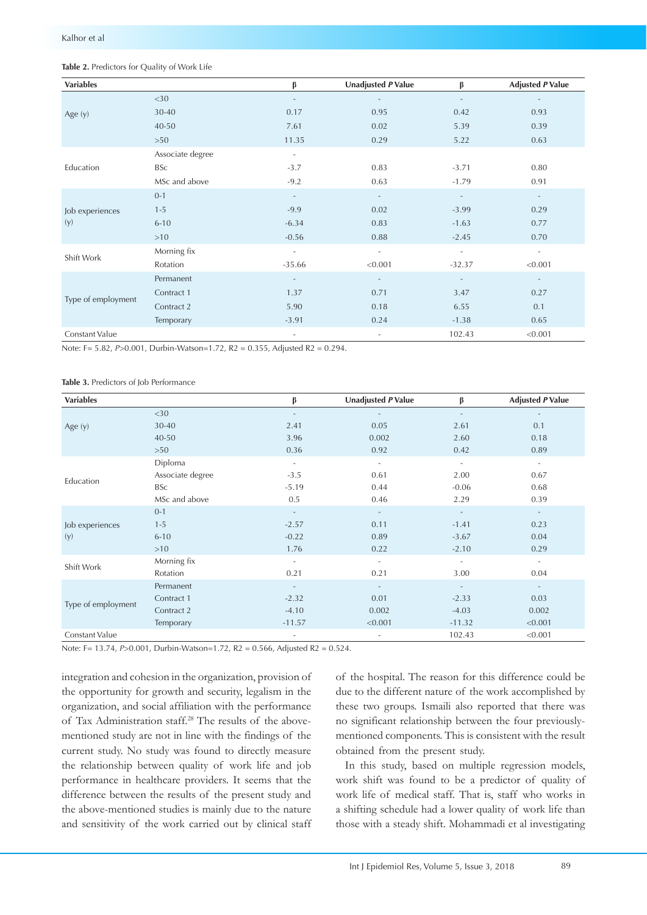**Table 2.** Predictors for Quality of Work Life

| Variables | | β | Unadjusted *P* Value | β | Adjusted *P* Value |
|---|---|---|---|---|---|
| Age (y) | <30 | - | - | - | - |
| | 30-40 | 0.17 | 0.95 | 0.42 | 0.93 |
| | 40-50 | 7.61 | 0.02 | 5.39 | 0.39 |
| | >50 | 11.35 | 0.29 | 5.22 | 0.63 |
| Education | Associate degree | - | | | |
| | BSc | -3.7 | 0.83 | -3.71 | 0.80 |
| | MSc and above | -9.2 | 0.63 | -1.79 | 0.91 |
| Job experiences (y) | 0-1 | - | - | - | - |
| | 1-5 | -9.9 | 0.02 | -3.99 | 0.29 |
| | 6-10 | -6.34 | 0.83 | -1.63 | 0.77 |
| | >10 | -0.56 | 0.88 | -2.45 | 0.70 |
| Shift Work | Morning fix | - | - | - | - |
| | Rotation | -35.66 | <0.001 | -32.37 | <0.001 |
| Type of employment | Permanent | - | - | - | - |
| | Contract 1 | 1.37 | 0.71 | 3.47 | 0.27 |
| | Contract 2 | 5.90 | 0.18 | 6.55 | 0.1 |
| | Temporary | -3.91 | 0.24 | -1.38 | 0.65 |
| Constant Value | | - | - | 102.43 | <0.001 |

Note: F= 5.82, *P*>0.001, Durbin-Watson=1.72, R2 = 0.355, Adjusted R2 = 0.294.

**Table 3.** Predictors of Job Performance

| Variables | | β | Unadjusted *P* Value | β | Adjusted *P* Value |
|---|---|---|---|---|---|
| Age (y) | <30 | - | - | - | - |
| | 30-40 | 2.41 | 0.05 | 2.61 | 0.1 |
| | 40-50 | 3.96 | 0.002 | 2.60 | 0.18 |
| | >50 | 0.36 | 0.92 | 0.42 | 0.89 |
| Education | Diploma | - | - | - | - |
| | Associate degree | -3.5 | 0.61 | 2.00 | 0.67 |
| | BSc | -5.19 | 0.44 | -0.06 | 0.68 |
| | MSc and above | 0.5 | 0.46 | 2.29 | 0.39 |
| Job experiences (y) | 0-1 | - | - | - | - |
| | 1-5 | -2.57 | 0.11 | -1.41 | 0.23 |
| | 6-10 | -0.22 | 0.89 | -3.67 | 0.04 |
| | >10 | 1.76 | 0.22 | -2.10 | 0.29 |
| Shift Work | Morning fix | - | - | - | - |
| | Rotation | 0.21 | 0.21 | 3.00 | 0.04 |
| Type of employment | Permanent | - | - | - | - |
| | Contract 1 | -2.32 | 0.01 | -2.33 | 0.03 |
| | Contract 2 | -4.10 | 0.002 | -4.03 | 0.002 |
| | Temporary | -11.57 | <0.001 | -11.32 | <0.001 |
| Constant Value | | - | - | 102.43 | <0.001 |

Note: F= 13.74, *P*>0.001, Durbin-Watson=1.72, R2 = 0.566, Adjusted R2 = 0.524.

integration and cohesion in the organization, provision of the opportunity for growth and security, legalism in the organization, and social affiliation with the performance of Tax Administration staff.[28] The results of the above-mentioned study are not in line with the findings of the current study. No study was found to directly measure the relationship between quality of work life and job performance in healthcare providers. It seems that the difference between the results of the present study and the above-mentioned studies is mainly due to the nature and sensitivity of the work carried out by clinical staff of the hospital. The reason for this difference could be due to the different nature of the work accomplished by these two groups. Ismaili also reported that there was no significant relationship between the four previously-mentioned components. This is consistent with the result obtained from the present study.

In this study, based on multiple regression models, work shift was found to be a predictor of quality of work life of medical staff. That is, staff who works in a shifting schedule had a lower quality of work life than those with a steady shift. Mohammadi et al investigating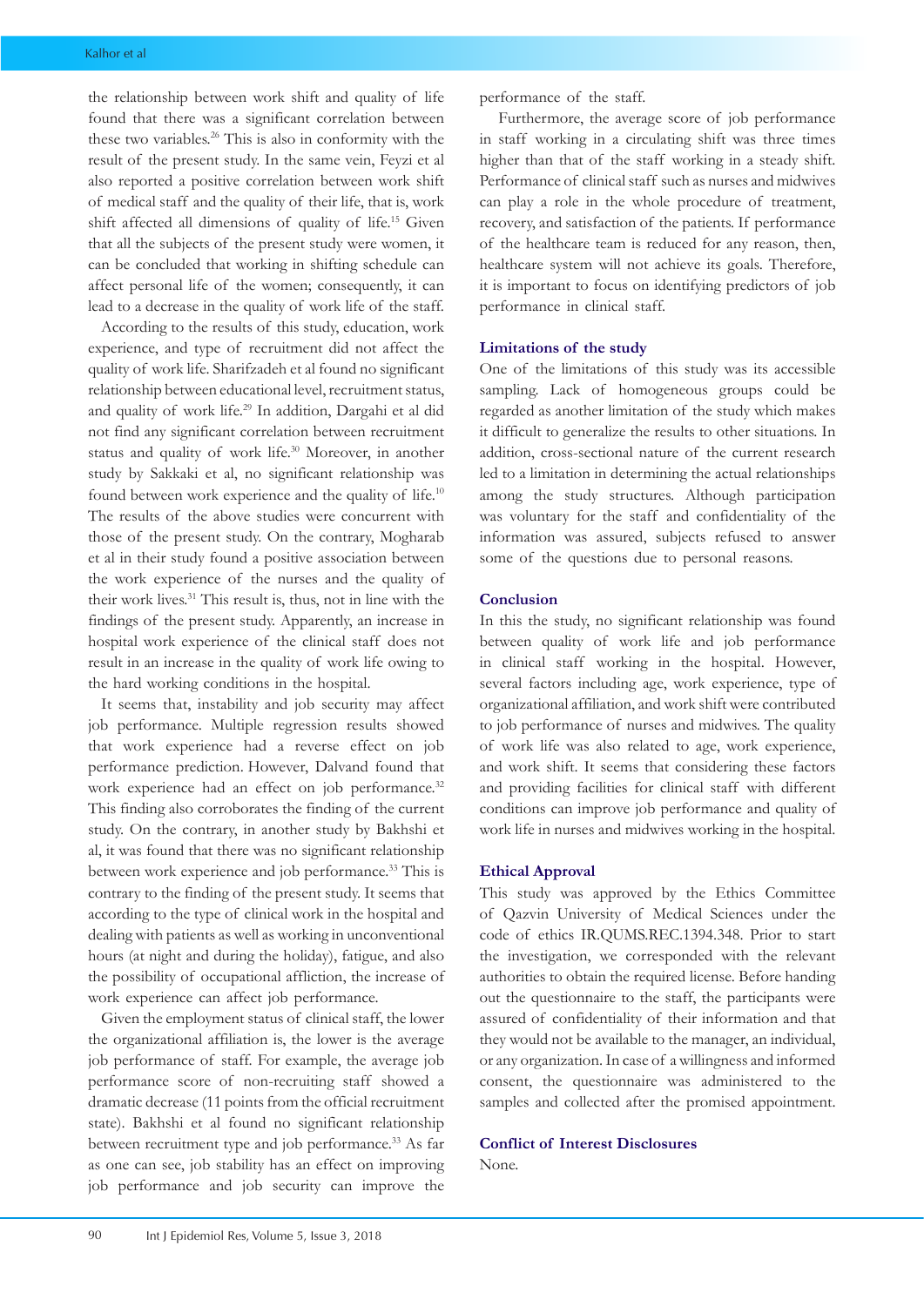the relationship between work shift and quality of life found that there was a significant correlation between these two variables.[26] This is also in conformity with the result of the present study. In the same vein, Feyzi et al also reported a positive correlation between work shift of medical staff and the quality of their life, that is, work shift affected all dimensions of quality of life.[15] Given that all the subjects of the present study were women, it can be concluded that working in shifting schedule can affect personal life of the women; consequently, it can lead to a decrease in the quality of work life of the staff.

According to the results of this study, education, work experience, and type of recruitment did not affect the quality of work life. Sharifzadeh et al found no significant relationship between educational level, recruitment status, and quality of work life.[29] In addition, Dargahi et al did not find any significant correlation between recruitment status and quality of work life.[30] Moreover, in another study by Sakkaki et al, no significant relationship was found between work experience and the quality of life.[10] The results of the above studies were concurrent with those of the present study. On the contrary, Mogharab et al in their study found a positive association between the work experience of the nurses and the quality of their work lives.[31] This result is, thus, not in line with the findings of the present study. Apparently, an increase in hospital work experience of the clinical staff does not result in an increase in the quality of work life owing to the hard working conditions in the hospital.

It seems that, instability and job security may affect job performance. Multiple regression results showed that work experience had a reverse effect on job performance prediction. However, Dalvand found that work experience had an effect on job performance.[32] This finding also corroborates the finding of the current study. On the contrary, in another study by Bakhshi et al, it was found that there was no significant relationship between work experience and job performance.[33] This is contrary to the finding of the present study. It seems that according to the type of clinical work in the hospital and dealing with patients as well as working in unconventional hours (at night and during the holiday), fatigue, and also the possibility of occupational affliction, the increase of work experience can affect job performance.

Given the employment status of clinical staff, the lower the organizational affiliation is, the lower is the average job performance of staff. For example, the average job performance score of non-recruiting staff showed a dramatic decrease (11 points from the official recruitment state). Bakhshi et al found no significant relationship between recruitment type and job performance.[33] As far as one can see, job stability has an effect on improving job performance and job security can improve the performance of the staff.

Furthermore, the average score of job performance in staff working in a circulating shift was three times higher than that of the staff working in a steady shift. Performance of clinical staff such as nurses and midwives can play a role in the whole procedure of treatment, recovery, and satisfaction of the patients. If performance of the healthcare team is reduced for any reason, then, healthcare system will not achieve its goals. Therefore, it is important to focus on identifying predictors of job performance in clinical staff.

## Limitations of the study

One of the limitations of this study was its accessible sampling. Lack of homogeneous groups could be regarded as another limitation of the study which makes it difficult to generalize the results to other situations. In addition, cross-sectional nature of the current research led to a limitation in determining the actual relationships among the study structures. Although participation was voluntary for the staff and confidentiality of the information was assured, subjects refused to answer some of the questions due to personal reasons.

## Conclusion

In this the study, no significant relationship was found between quality of work life and job performance in clinical staff working in the hospital. However, several factors including age, work experience, type of organizational affiliation, and work shift were contributed to job performance of nurses and midwives. The quality of work life was also related to age, work experience, and work shift. It seems that considering these factors and providing facilities for clinical staff with different conditions can improve job performance and quality of work life in nurses and midwives working in the hospital.

## Ethical Approval

This study was approved by the Ethics Committee of Qazvin University of Medical Sciences under the code of ethics IR.QUMS.REC.1394.348. Prior to start the investigation, we corresponded with the relevant authorities to obtain the required license. Before handing out the questionnaire to the staff, the participants were assured of confidentiality of their information and that they would not be available to the manager, an individual, or any organization. In case of a willingness and informed consent, the questionnaire was administered to the samples and collected after the promised appointment.

## Conflict of Interest Disclosures

None.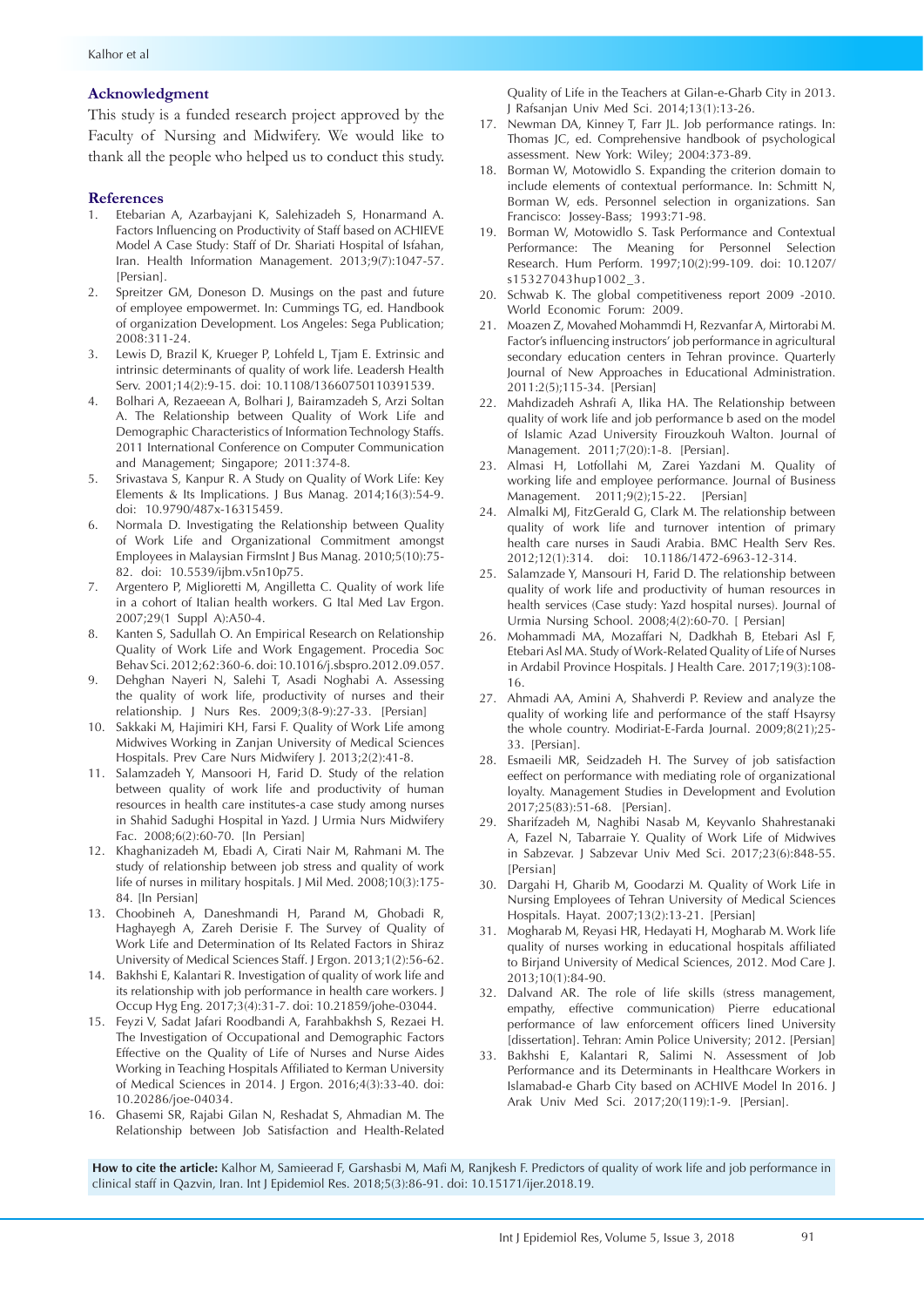## Acknowledgment

This study is a funded research project approved by the Faculty of Nursing and Midwifery. We would like to thank all the people who helped us to conduct this study.

## References

1. Etebarian A, Azarbayjani K, Salehizadeh S, Honarmand A. Factors Influencing on Productivity of Staff based on ACHIEVE Model A Case Study: Staff of Dr. Shariati Hospital of Isfahan, Iran. Health Information Management. 2013;9(7):1047-57. [Persian].
2. Spreitzer GM, Doneson D. Musings on the past and future of employee empowermet. In: Cummings TG, ed. Handbook of organization Development. Los Angeles: Sega Publication; 2008:311-24.
3. Lewis D, Brazil K, Krueger P, Lohfeld L, Tjam E. Extrinsic and intrinsic determinants of quality of work life. Leadersh Health Serv. 2001;14(2):9-15. doi: 10.1108/13660750110391539.
4. Bolhari A, Rezaeean A, Bolhari J, Bairamzadeh S, Arzi Soltan A. The Relationship between Quality of Work Life and Demographic Characteristics of Information Technology Staffs. 2011 International Conference on Computer Communication and Management; Singapore; 2011:374-8.
5. Srivastava S, Kanpur R. A Study on Quality of Work Life: Key Elements & Its Implications. J Bus Manag. 2014;16(3):54-9. doi: 10.9790/487x-16315459.
6. Normala D. Investigating the Relationship between Quality of Work Life and Organizational Commitment amongst Employees in Malaysian FirmsInt J Bus Manag. 2010;5(10):75-82. doi: 10.5539/ijbm.v5n10p75.
7. Argentero P, Miglioretti M, Angilletta C. Quality of work life in a cohort of Italian health workers. G Ital Med Lav Ergon. 2007;29(1 Suppl A):A50-4.
8. Kanten S, Sadullah O. An Empirical Research on Relationship Quality of Work Life and Work Engagement. Procedia Soc Behav Sci. 2012;62:360-6. doi:10.1016/j.sbspro.2012.09.057.
9. Dehghan Nayeri N, Salehi T, Asadi Noghabi A. Assessing the quality of work life, productivity of nurses and their relationship. J Nurs Res. 2009;3(8-9):27-33. [Persian]
10. Sakkaki M, Hajimiri KH, Farsi F. Quality of Work Life among Midwives Working in Zanjan University of Medical Sciences Hospitals. Prev Care Nurs Midwifery J. 2013;2(2):41-8.
11. Salamzadeh Y, Mansoori H, Farid D. Study of the relation between quality of work life and productivity of human resources in health care institutes-a case study among nurses in Shahid Sadughi Hospital in Yazd. J Urmia Nurs Midwifery Fac. 2008;6(2):60-70. [In Persian]
12. Khaghanizadeh M, Ebadi A, Cirati Nair M, Rahmani M. The study of relationship between job stress and quality of work life of nurses in military hospitals. J Mil Med. 2008;10(3):175-84. [In Persian]
13. Choobineh A, Daneshmandi H, Parand M, Ghobadi R, Haghayegh A, Zareh Derisie F. The Survey of Quality of Work Life and Determination of Its Related Factors in Shiraz University of Medical Sciences Staff. J Ergon. 2013;1(2):56-62.
14. Bakhshi E, Kalantari R. Investigation of quality of work life and its relationship with job performance in health care workers. J Occup Hyg Eng. 2017;3(4):31-7. doi: 10.21859/johe-03044.
15. Feyzi V, Sadat Jafari Roodbandi A, Farahbakhsh S, Rezaei H. The Investigation of Occupational and Demographic Factors Effective on the Quality of Life of Nurses and Nurse Aides Working in Teaching Hospitals Affiliated to Kerman University of Medical Sciences in 2014. J Ergon. 2016;4(3):33-40. doi: 10.20286/joe-04034.
16. Ghasemi SR, Rajabi Gilan N, Reshadat S, Ahmadian M. The Relationship between Job Satisfaction and Health-Related Quality of Life in the Teachers at Gilan-e-Gharb City in 2013. J Rafsanjan Univ Med Sci. 2014;13(1):13-26.
17. Newman DA, Kinney T, Farr JL. Job performance ratings. In: Thomas JC, ed. Comprehensive handbook of psychological assessment. New York: Wiley; 2004:373-89.
18. Borman W, Motowidlo S. Expanding the criterion domain to include elements of contextual performance. In: Schmitt N, Borman W, eds. Personnel selection in organizations. San Francisco: Jossey-Bass; 1993:71-98.
19. Borman W, Motowidlo S. Task Performance and Contextual Performance: The Meaning for Personnel Selection Research. Hum Perform. 1997;10(2):99-109. doi: 10.1207/s15327043hup1002_3.
20. Schwab K. The global competitiveness report 2009 -2010. World Economic Forum: 2009.
21. Moazen Z, Movahed Mohammdi H, Rezvanfar A, Mirtorabi M. Factor's influencing instructors' job performance in agricultural secondary education centers in Tehran province. Quarterly Journal of New Approaches in Educational Administration. 2011:2(5);115-34. [Persian]
22. Mahdizadeh Ashrafi A, Ilika HA. The Relationship between quality of work life and job performance b ased on the model of Islamic Azad University Firouzkouh Walton. Journal of Management. 2011;7(20):1-8. [Persian].
23. Almasi H, Lotfollahi M, Zarei Yazdani M. Quality of working life and employee performance. Journal of Business Management. 2011;9(2);15-22. [Persian]
24. Almalki MJ, FitzGerald G, Clark M. The relationship between quality of work life and turnover intention of primary health care nurses in Saudi Arabia. BMC Health Serv Res. 2012;12(1):314. doi: 10.1186/1472-6963-12-314.
25. Salamzade Y, Mansouri H, Farid D. The relationship between quality of work life and productivity of human resources in health services (Case study: Yazd hospital nurses). Journal of Urmia Nursing School. 2008;4(2):60-70. [ Persian]
26. Mohammadi MA, Mozaffari N, Dadkhah B, Etebari Asl F, Etebari Asl MA. Study of Work-Related Quality of Life of Nurses in Ardabil Province Hospitals. J Health Care. 2017;19(3):108-16.
27. Ahmadi AA, Amini A, Shahverdi P. Review and analyze the quality of working life and performance of the staff Hsayrsy the whole country. Modiriat-E-Farda Journal. 2009;8(21);25-33. [Persian].
28. Esmaeili MR, Seidzadeh H. The Survey of job satisfaction eeffect on performance with mediating role of organizational loyalty. Management Studies in Development and Evolution 2017;25(83):51-68. [Persian].
29. Sharifzadeh M, Naghibi Nasab M, Keyvanlo Shahrestanaki A, Fazel N, Tabarraie Y. Quality of Work Life of Midwives in Sabzevar. J Sabzevar Univ Med Sci. 2017;23(6):848-55. [Persian]
30. Dargahi H, Gharib M, Goodarzi M. Quality of Work Life in Nursing Employees of Tehran University of Medical Sciences Hospitals. Hayat. 2007;13(2):13-21. [Persian]
31. Mogharab M, Reyasi HR, Hedayati H, Mogharab M. Work life quality of nurses working in educational hospitals affiliated to Birjand University of Medical Sciences, 2012. Mod Care J. 2013;10(1):84-90.
32. Dalvand AR. The role of life skills (stress management, empathy, effective communication) Pierre educational performance of law enforcement officers lined University [dissertation]. Tehran: Amin Police University; 2012. [Persian]
33. Bakhshi E, Kalantari R, Salimi N. Assessment of Job Performance and its Determinants in Healthcare Workers in Islamabad-e Gharb City based on ACHIVE Model In 2016. J Arak Univ Med Sci. 2017;20(119):1-9. [Persian].

**How to cite the article:** Kalhor M, Samieerad F, Garshasbi M, Mafi M, Ranjkesh F. Predictors of quality of work life and job performance in clinical staff in Qazvin, Iran. Int J Epidemiol Res. 2018;5(3):86-91. doi: 10.15171/ijer.2018.19.